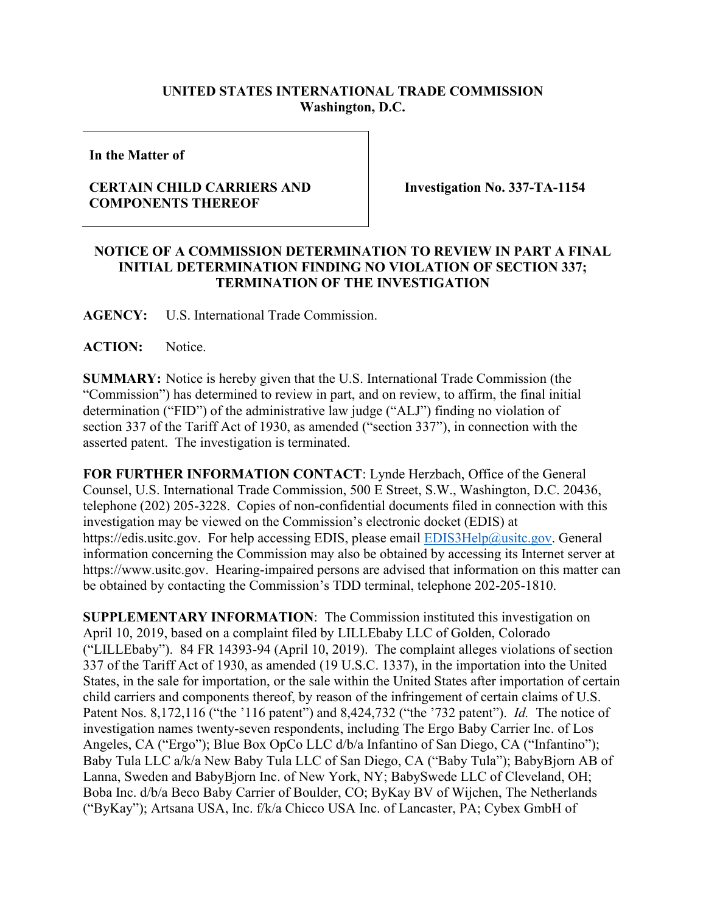**UNITED STATES INTERNATIONAL TRADE COMMISSION**
**Washington, D.C.**

| **In the Matter of** **CERTAIN CHILD CARRIERS AND COMPONENTS THEREOF** | **Investigation No. 337-TA-1154** |
|---|---|

**NOTICE OF A COMMISSION DETERMINATION TO REVIEW IN PART A FINAL INITIAL DETERMINATION FINDING NO VIOLATION OF SECTION 337; TERMINATION OF THE INVESTIGATION**

**AGENCY:** U.S. International Trade Commission.

**ACTION:** Notice.

**SUMMARY:** Notice is hereby given that the U.S. International Trade Commission (the "Commission") has determined to review in part, and on review, to affirm, the final initial determination ("FID") of the administrative law judge ("ALJ") finding no violation of section 337 of the Tariff Act of 1930, as amended ("section 337"), in connection with the asserted patent. The investigation is terminated.

**FOR FURTHER INFORMATION CONTACT**: Lynde Herzbach, Office of the General Counsel, U.S. International Trade Commission, 500 E Street, S.W., Washington, D.C. 20436, telephone (202) 205-3228. Copies of non-confidential documents filed in connection with this investigation may be viewed on the Commission's electronic docket (EDIS) at https://edis.usitc.gov. For help accessing EDIS, please email EDIS3Help@usitc.gov. General information concerning the Commission may also be obtained by accessing its Internet server at https://www.usitc.gov. Hearing-impaired persons are advised that information on this matter can be obtained by contacting the Commission's TDD terminal, telephone 202-205-1810.

**SUPPLEMENTARY INFORMATION**: The Commission instituted this investigation on April 10, 2019, based on a complaint filed by LILLEbaby LLC of Golden, Colorado ("LILLEbaby"). 84 FR 14393-94 (April 10, 2019). The complaint alleges violations of section 337 of the Tariff Act of 1930, as amended (19 U.S.C. 1337), in the importation into the United States, in the sale for importation, or the sale within the United States after importation of certain child carriers and components thereof, by reason of the infringement of certain claims of U.S. Patent Nos. 8,172,116 ("the '116 patent") and 8,424,732 ("the '732 patent"). *Id.* The notice of investigation names twenty-seven respondents, including The Ergo Baby Carrier Inc. of Los Angeles, CA ("Ergo"); Blue Box OpCo LLC d/b/a Infantino of San Diego, CA ("Infantino"); Baby Tula LLC a/k/a New Baby Tula LLC of San Diego, CA ("Baby Tula"); BabyBjorn AB of Lanna, Sweden and BabyBjorn Inc. of New York, NY; BabySwede LLC of Cleveland, OH; Boba Inc. d/b/a Beco Baby Carrier of Boulder, CO; ByKay BV of Wijchen, The Netherlands ("ByKay"); Artsana USA, Inc. f/k/a Chicco USA Inc. of Lancaster, PA; Cybex GmbH of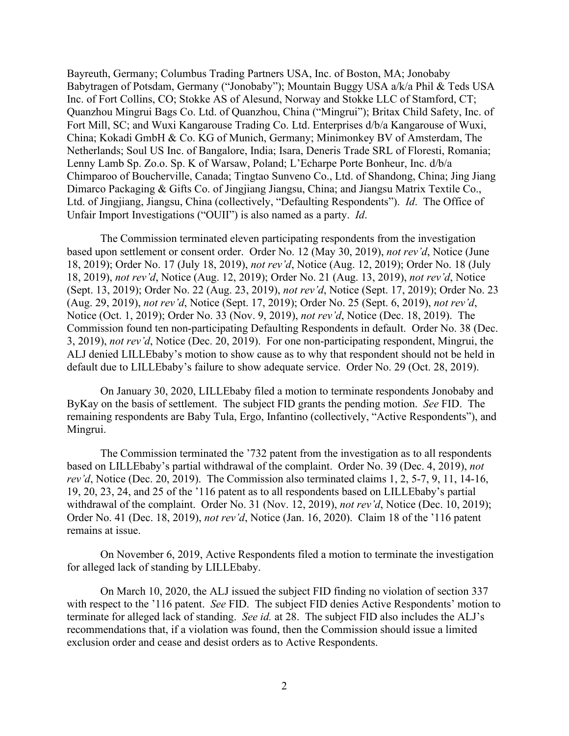Bayreuth, Germany; Columbus Trading Partners USA, Inc. of Boston, MA; Jonobaby Babytragen of Potsdam, Germany ("Jonobaby"); Mountain Buggy USA a/k/a Phil & Teds USA Inc. of Fort Collins, CO; Stokke AS of Alesund, Norway and Stokke LLC of Stamford, CT; Quanzhou Mingrui Bags Co. Ltd. of Quanzhou, China ("Mingrui"); Britax Child Safety, Inc. of Fort Mill, SC; and Wuxi Kangarouse Trading Co. Ltd. Enterprises d/b/a Kangarouse of Wuxi, China; Kokadi GmbH & Co. KG of Munich, Germany; Minimonkey BV of Amsterdam, The Netherlands; Soul US Inc. of Bangalore, India; Isara, Deneris Trade SRL of Floresti, Romania; Lenny Lamb Sp. Zo.o. Sp. K of Warsaw, Poland; L'Echarpe Porte Bonheur, Inc. d/b/a Chimparoo of Boucherville, Canada; Tingtao Sunveno Co., Ltd. of Shandong, China; Jing Jiang Dimarco Packaging & Gifts Co. of Jingjiang Jiangsu, China; and Jiangsu Matrix Textile Co., Ltd. of Jingjiang, Jiangsu, China (collectively, "Defaulting Respondents"). *Id*. The Office of Unfair Import Investigations ("OUII") is also named as a party. *Id*.

The Commission terminated eleven participating respondents from the investigation based upon settlement or consent order. Order No. 12 (May 30, 2019), *not rev'd*, Notice (June 18, 2019); Order No. 17 (July 18, 2019), *not rev'd*, Notice (Aug. 12, 2019); Order No. 18 (July 18, 2019), *not rev'd*, Notice (Aug. 12, 2019); Order No. 21 (Aug. 13, 2019), *not rev'd*, Notice (Sept. 13, 2019); Order No. 22 (Aug. 23, 2019), *not rev'd*, Notice (Sept. 17, 2019); Order No. 23 (Aug. 29, 2019), *not rev'd*, Notice (Sept. 17, 2019); Order No. 25 (Sept. 6, 2019), *not rev'd*, Notice (Oct. 1, 2019); Order No. 33 (Nov. 9, 2019), *not rev'd*, Notice (Dec. 18, 2019). The Commission found ten non-participating Defaulting Respondents in default. Order No. 38 (Dec. 3, 2019), *not rev'd*, Notice (Dec. 20, 2019). For one non-participating respondent, Mingrui, the ALJ denied LILLEbaby's motion to show cause as to why that respondent should not be held in default due to LILLEbaby's failure to show adequate service. Order No. 29 (Oct. 28, 2019).

On January 30, 2020, LILLEbaby filed a motion to terminate respondents Jonobaby and ByKay on the basis of settlement. The subject FID grants the pending motion. *See* FID. The remaining respondents are Baby Tula, Ergo, Infantino (collectively, "Active Respondents"), and Mingrui.

The Commission terminated the '732 patent from the investigation as to all respondents based on LILLEbaby's partial withdrawal of the complaint. Order No. 39 (Dec. 4, 2019), *not rev'd*, Notice (Dec. 20, 2019). The Commission also terminated claims 1, 2, 5-7, 9, 11, 14-16, 19, 20, 23, 24, and 25 of the '116 patent as to all respondents based on LILLEbaby's partial withdrawal of the complaint. Order No. 31 (Nov. 12, 2019), *not rev'd*, Notice (Dec. 10, 2019); Order No. 41 (Dec. 18, 2019), *not rev'd*, Notice (Jan. 16, 2020). Claim 18 of the '116 patent remains at issue.

On November 6, 2019, Active Respondents filed a motion to terminate the investigation for alleged lack of standing by LILLEbaby.

On March 10, 2020, the ALJ issued the subject FID finding no violation of section 337 with respect to the '116 patent. *See* FID. The subject FID denies Active Respondents' motion to terminate for alleged lack of standing. *See id.* at 28. The subject FID also includes the ALJ's recommendations that, if a violation was found, then the Commission should issue a limited exclusion order and cease and desist orders as to Active Respondents.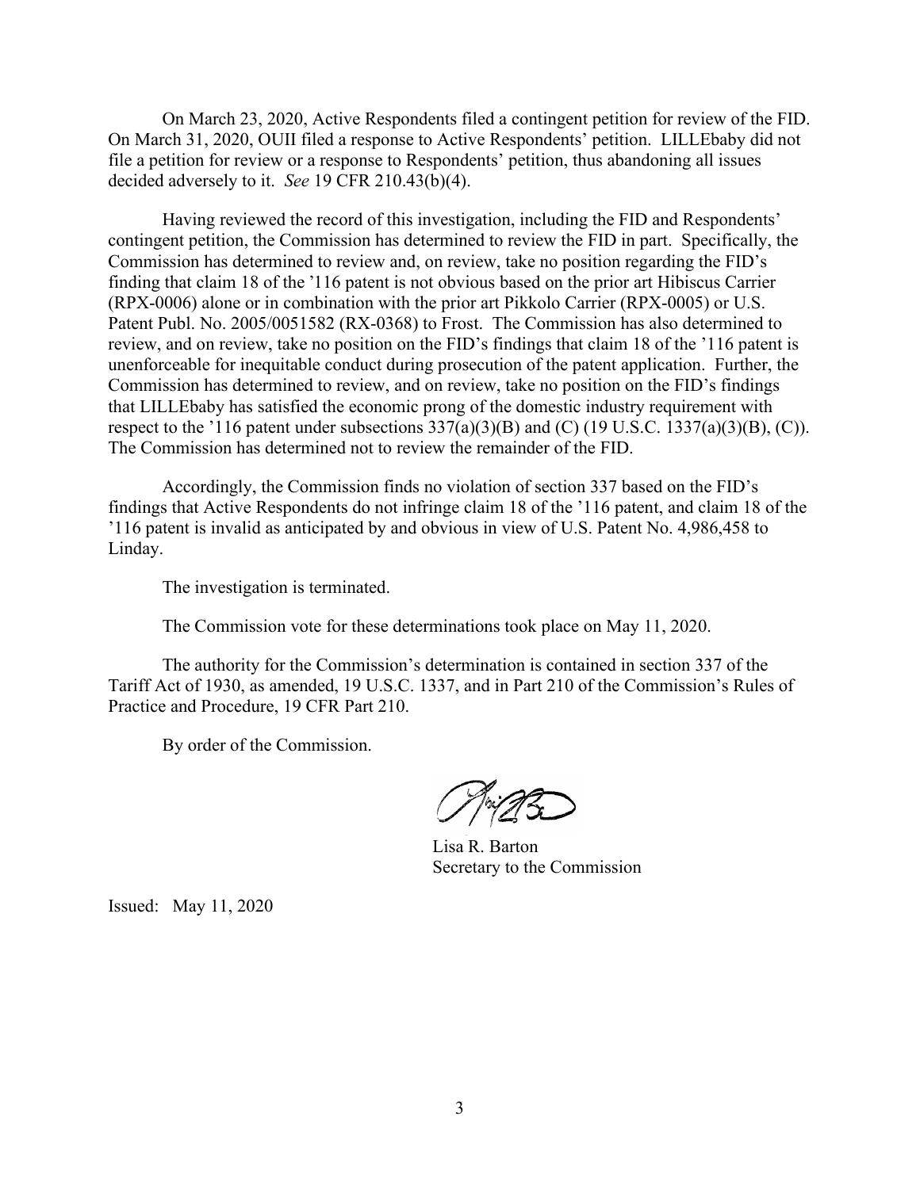On March 23, 2020, Active Respondents filed a contingent petition for review of the FID. On March 31, 2020, OUII filed a response to Active Respondents' petition. LILLEbaby did not file a petition for review or a response to Respondents' petition, thus abandoning all issues decided adversely to it. *See* 19 CFR 210.43(b)(4).

Having reviewed the record of this investigation, including the FID and Respondents' contingent petition, the Commission has determined to review the FID in part. Specifically, the Commission has determined to review and, on review, take no position regarding the FID's finding that claim 18 of the '116 patent is not obvious based on the prior art Hibiscus Carrier (RPX-0006) alone or in combination with the prior art Pikkolo Carrier (RPX-0005) or U.S. Patent Publ. No. 2005/0051582 (RX-0368) to Frost. The Commission has also determined to review, and on review, take no position on the FID's findings that claim 18 of the '116 patent is unenforceable for inequitable conduct during prosecution of the patent application. Further, the Commission has determined to review, and on review, take no position on the FID's findings that LILLEbaby has satisfied the economic prong of the domestic industry requirement with respect to the '116 patent under subsections 337(a)(3)(B) and (C) (19 U.S.C. 1337(a)(3)(B), (C)). The Commission has determined not to review the remainder of the FID.

Accordingly, the Commission finds no violation of section 337 based on the FID's findings that Active Respondents do not infringe claim 18 of the '116 patent, and claim 18 of the '116 patent is invalid as anticipated by and obvious in view of U.S. Patent No. 4,986,458 to Linday.

The investigation is terminated.

The Commission vote for these determinations took place on May 11, 2020.

The authority for the Commission's determination is contained in section 337 of the Tariff Act of 1930, as amended, 19 U.S.C. 1337, and in Part 210 of the Commission's Rules of Practice and Procedure, 19 CFR Part 210.

By order of the Commission.

Lisa R. Barton
Secretary to the Commission

Issued: May 11, 2020